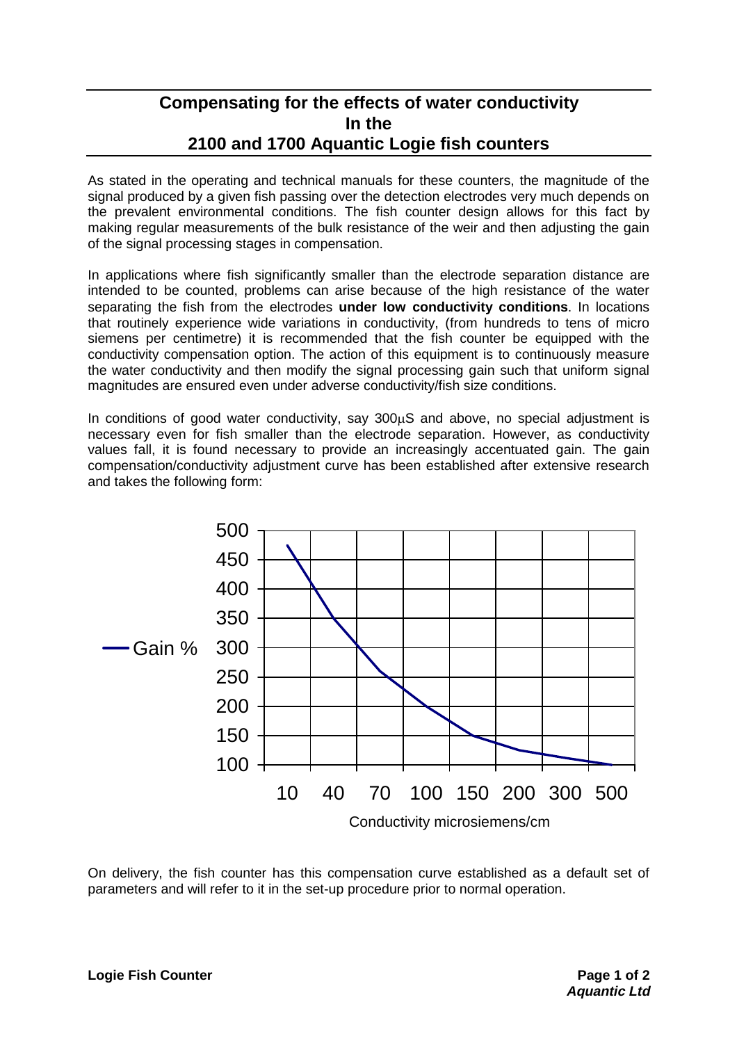## Compensating for the effects of water conductivity In the 2100 and 1700 Aquantic Logie fish counters

As stated in the operating and technical manuals for these counters, the magnitude of the signal produced by a given fish passing over the detection electrodes very much depends on the prevalent environmental conditions. The fish counter design allows for this fact by making regular measurements of the bulk resistance of the weir and then adjusting the gain of the signal processing stages in compensation.

In applications where fish significantly smaller than the electrode separation distance are intended to be counted, problems can arise because of the high resistance of the water separating the fish from the electrodes **under low conductivity conditions**. In locations that routinely experience wide variations in conductivity, (from hundreds to tens of micro siemens per centimetre) it is recommended that the fish counter be equipped with the conductivity compensation option. The action of this equipment is to continuously measure the water conductivity and then modify the signal processing gain such that uniform signal magnitudes are ensured even under adverse conductivity/fish size conditions.

In conditions of good water conductivity, say 300μS and above, no special adjustment is necessary even for fish smaller than the electrode separation. However, as conductivity values fall, it is found necessary to provide an increasingly accentuated gain. The gain compensation/conductivity adjustment curve has been established after extensive research and takes the following form:

Gain %

Conductivity microsiemens/cm

On delivery, the fish counter has this compensation curve established as a default set of parameters and will refer to it in the set-up procedure prior to normal operation.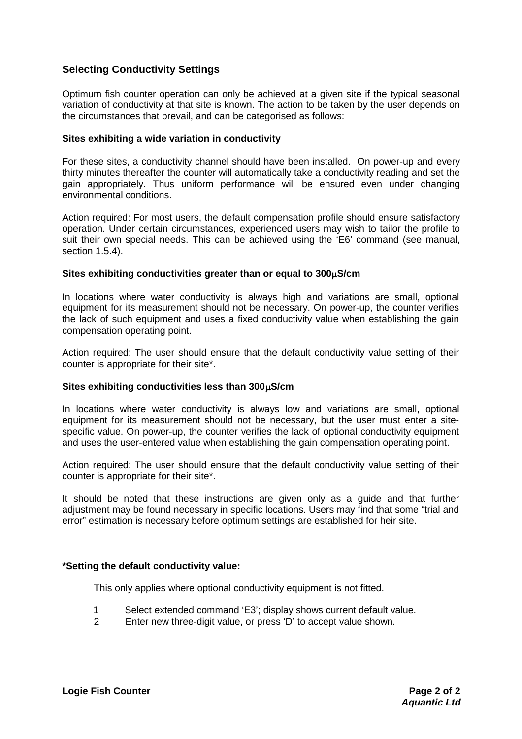## Selecting Conductivity Settings

Optimum fish counter operation can only be achieved at a given site if the typical seasonal variation of conductivity at that site is known. The action to be taken by the user depends on the circumstances that prevail, and can be categorised as follows:

### Sites exhibiting a wide variation in conductivity

For these sites, a conductivity channel should have been installed. On power-up and every thirty minutes thereafter the counter will automatically take a conductivity reading and set the gain appropriately. Thus uniform performance will be ensured even under changing environmental conditions.

Action required: For most users, the default compensation profile should ensure satisfactory operation. Under certain circumstances, experienced users may wish to tailor the profile to suit their own special needs. This can be achieved using the 'E6' command (see manual, section 1.5.4).

### Sites exhibiting conductivities greater than or equal to 300μS/cm

In locations where water conductivity is always high and variations are small, optional equipment for its measurement should not be necessary. On power-up, the counter verifies the lack of such equipment and uses a fixed conductivity value when establishing the gain compensation operating point.

Action required: The user should ensure that the default conductivity value setting of their counter is appropriate for their site*.

### Sites exhibiting conductivities less than 300μS/cm

In locations where water conductivity is always low and variations are small, optional equipment for its measurement should not be necessary, but the user must enter a site-specific value. On power-up, the counter verifies the lack of optional conductivity equipment and uses the user-entered value when establishing the gain compensation operating point.

Action required: The user should ensure that the default conductivity value setting of their counter is appropriate for their site*.

It should be noted that these instructions are given only as a guide and that further adjustment may be found necessary in specific locations. Users may find that some "trial and error" estimation is necessary before optimum settings are established for heir site.

**\*Setting the default conductivity value:**

This only applies where optional conductivity equipment is not fitted.

1. Select extended command 'E3'; display shows current default value.
2. Enter new three-digit value, or press 'D' to accept value shown.